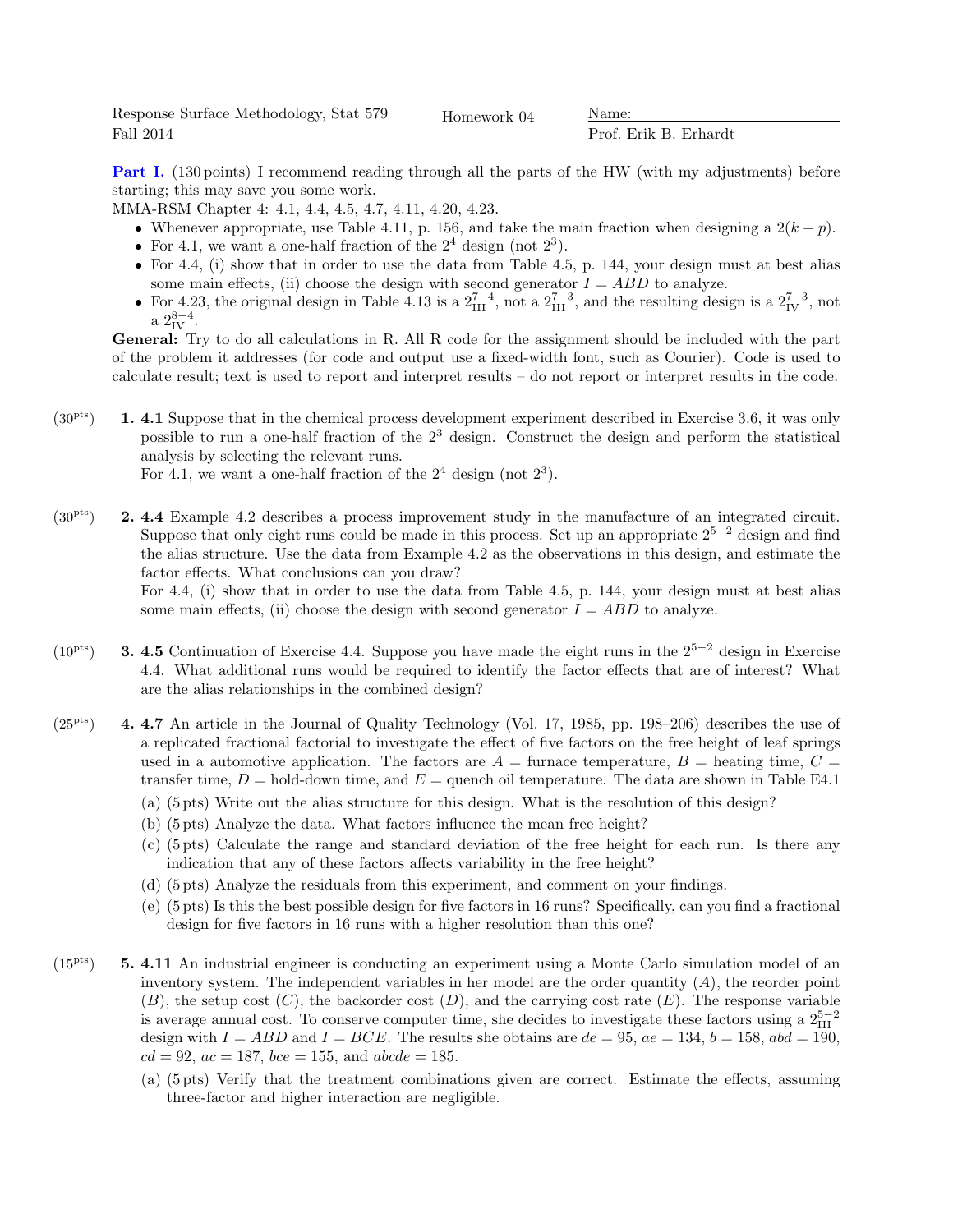Response Surface Methodology, Stat 579
Fall 2014

Homework 04

Name: ____________________
Prof. Erik B. Erhardt

**Part I.** (130 points) I recommend reading through all the parts of the HW (with my adjustments) before starting; this may save you some work.

MMA-RSM Chapter 4: 4.1, 4.4, 4.5, 4.7, 4.11, 4.20, 4.23.

- Whenever appropriate, use Table 4.11, p. 156, and take the main fraction when designing a $2(k-p)$.
- For 4.1, we want a one-half fraction of the $2^4$ design (not $2^3$).
- For 4.4, (i) show that in order to use the data from Table 4.5, p. 144, your design must at best alias some main effects, (ii) choose the design with second generator $I = ABD$ to analyze.
- For 4.23, the original design in Table 4.13 is a $2^{7-4}_{\text{III}}$, not a $2^{7-3}_{\text{III}}$, and the resulting design is a $2^{7-3}_{\text{IV}}$, not a $2^{8-4}_{\text{IV}}$.

**General:** Try to do all calculations in R. All R code for the assignment should be included with the part of the problem it addresses (for code and output use a fixed-width font, such as Courier). Code is used to calculate result; text is used to report and interpret results – do not report or interpret results in the code.

(30 pts) **1. 4.1** Suppose that in the chemical process development experiment described in Exercise 3.6, it was only possible to run a one-half fraction of the $2^3$ design. Construct the design and perform the statistical analysis by selecting the relevant runs.
For 4.1, we want a one-half fraction of the $2^4$ design (not $2^3$).

(30 pts) **2. 4.4** Example 4.2 describes a process improvement study in the manufacture of an integrated circuit. Suppose that only eight runs could be made in this process. Set up an appropriate $2^{5-2}$ design and find the alias structure. Use the data from Example 4.2 as the observations in this design, and estimate the factor effects. What conclusions can you draw?
For 4.4, (i) show that in order to use the data from Table 4.5, p. 144, your design must at best alias some main effects, (ii) choose the design with second generator $I = ABD$ to analyze.

(10 pts) **3. 4.5** Continuation of Exercise 4.4. Suppose you have made the eight runs in the $2^{5-2}$ design in Exercise 4.4. What additional runs would be required to identify the factor effects that are of interest? What are the alias relationships in the combined design?

(25 pts) **4. 4.7** An article in the Journal of Quality Technology (Vol. 17, 1985, pp. 198–206) describes the use of a replicated fractional factorial to investigate the effect of five factors on the free height of leaf springs used in a automotive application. The factors are $A$ = furnace temperature, $B$ = heating time, $C$ = transfer time, $D$ = hold-down time, and $E$ = quench oil temperature. The data are shown in Table E4.1

(a) (5 pts) Write out the alias structure for this design. What is the resolution of this design?

(b) (5 pts) Analyze the data. What factors influence the mean free height?

(c) (5 pts) Calculate the range and standard deviation of the free height for each run. Is there any indication that any of these factors affects variability in the free height?

(d) (5 pts) Analyze the residuals from this experiment, and comment on your findings.

(e) (5 pts) Is this the best possible design for five factors in 16 runs? Specifically, can you find a fractional design for five factors in 16 runs with a higher resolution than this one?

(15 pts) **5. 4.11** An industrial engineer is conducting an experiment using a Monte Carlo simulation model of an inventory system. The independent variables in her model are the order quantity ($A$), the reorder point ($B$), the setup cost ($C$), the backorder cost ($D$), and the carrying cost rate ($E$). The response variable is average annual cost. To conserve computer time, she decides to investigate these factors using a $2^{5-2}_{\text{III}}$ design with $I = ABD$ and $I = BCE$. The results she obtains are $de = 95$, $ae = 134$, $b = 158$, $abd = 190$, $cd = 92$, $ac = 187$, $bce = 155$, and $abcde = 185$.

(a) (5 pts) Verify that the treatment combinations given are correct. Estimate the effects, assuming three-factor and higher interaction are negligible.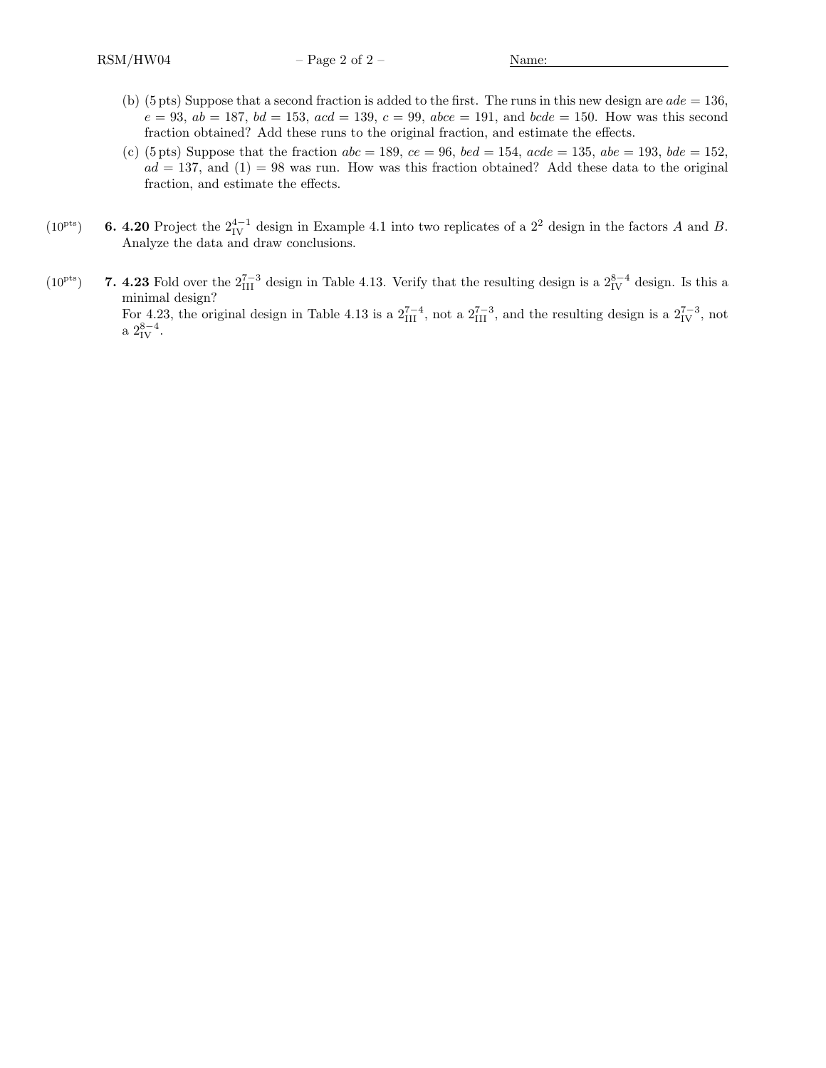(b) (5 pts) Suppose that a second fraction is added to the first. The runs in this new design are $ade = 136$, $e = 93$, $ab = 187$, $bd = 153$, $acd = 139$, $c = 99$, $abce = 191$, and $bcde = 150$. How was this second fraction obtained? Add these runs to the original fraction, and estimate the effects.

(c) (5 pts) Suppose that the fraction $abc = 189$, $ce = 96$, $bed = 154$, $acde = 135$, $abe = 193$, $bde = 152$, $ad = 137$, and $(1) = 98$ was run. How was this fraction obtained? Add these data to the original fraction, and estimate the effects.

(10[pts]) **6. 4.20** Project the $2^{4-1}_{\text{IV}}$ design in Example 4.1 into two replicates of a $2^2$ design in the factors $A$ and $B$. Analyze the data and draw conclusions.

(10[pts]) **7. 4.23** Fold over the $2^{7-3}_{\text{III}}$ design in Table 4.13. Verify that the resulting design is a $2^{8-4}_{\text{IV}}$ design. Is this a minimal design?

For 4.23, the original design in Table 4.13 is a $2^{7-4}_{\text{III}}$, not a $2^{7-3}_{\text{III}}$, and the resulting design is a $2^{7-3}_{\text{IV}}$, not a $2^{8-4}_{\text{IV}}$.